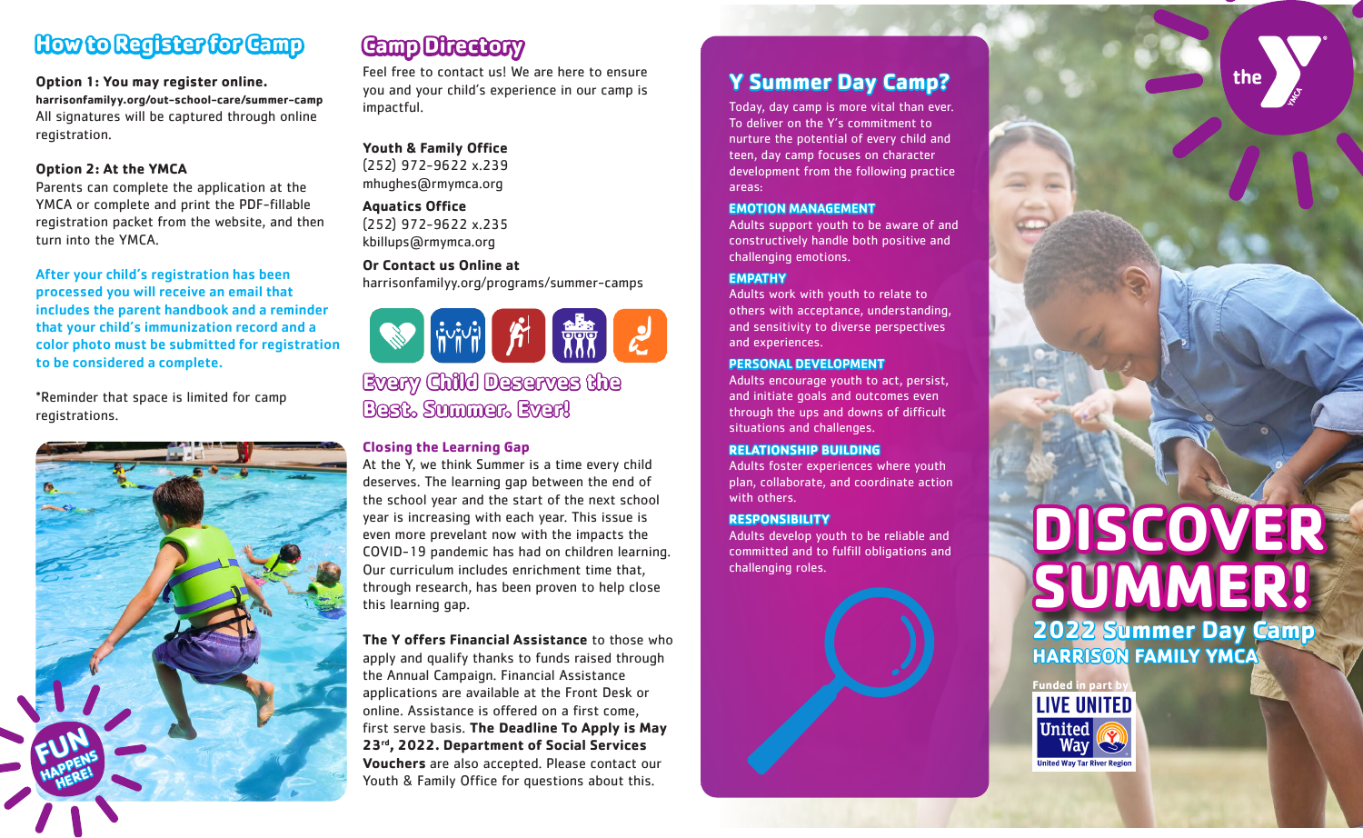## How to Register for Camp

**Option 1: You may register online.**
**harrisonfamilyy.org/out-school-care/summer-camp**
All signatures will be captured through online registration.

**Option 2: At the YMCA**
Parents can complete the application at the YMCA or complete and print the PDF-fillable registration packet from the website, and then turn into the YMCA.

**After your child's registration has been processed you will receive an email that includes the parent handbook and a reminder that your child's immunization record and a color photo must be submitted for registration to be considered a complete.**

*Reminder that space is limited for camp registrations.

FUN HAPPENS HERE!

## Camp Directory

Feel free to contact us! We are here to ensure you and your child's experience in our camp is impactful.

**Youth & Family Office**
(252) 972-9622 x.239
mhughes@rmymca.org

**Aquatics Office**
(252) 972-9622 x.235
kbillups@rmymca.org

**Or Contact us Online at**
harrisonfamilyy.org/programs/summer-camps

## Every Child Deserves the Best. Summer. Ever!

**Closing the Learning Gap**
At the Y, we think Summer is a time every child deserves. The learning gap between the end of the school year and the start of the next school year is increasing with each year. This issue is even more prevelant now with the impacts the COVID-19 pandemic has had on children learning. Our curriculum includes enrichment time that, through research, has been proven to help close this learning gap.

**The Y offers Financial Assistance** to those who apply and qualify thanks to funds raised through the Annual Campaign. Financial Assistance applications are available at the Front Desk or online. Assistance is offered on a first come, first serve basis. **The Deadline To Apply is May 23rd, 2022. Department of Social Services Vouchers** are also accepted. Please contact our Youth & Family Office for questions about this.

## Y Summer Day Camp?

Today, day camp is more vital than ever. To deliver on the Y's commitment to nurture the potential of every child and teen, day camp focuses on character development from the following practice areas:

**EMOTION MANAGEMENT**
Adults support youth to be aware of and constructively handle both positive and challenging emotions.

**EMPATHY**
Adults work with youth to relate to others with acceptance, understanding, and sensitivity to diverse perspectives and experiences.

**PERSONAL DEVELOPMENT**
Adults encourage youth to act, persist, and initiate goals and outcomes even through the ups and downs of difficult situations and challenges.

**RELATIONSHIP BUILDING**
Adults foster experiences where youth plan, collaborate, and coordinate action with others.

**RESPONSIBILITY**
Adults develop youth to be reliable and committed and to fulfill obligations and challenging roles.

the YMCA

# DISCOVER SUMMER!

## 2022 Summer Day Camp

### HARRISON FAMILY YMCA

Funded in part by
LIVE UNITED
United Way
United Way Tar River Region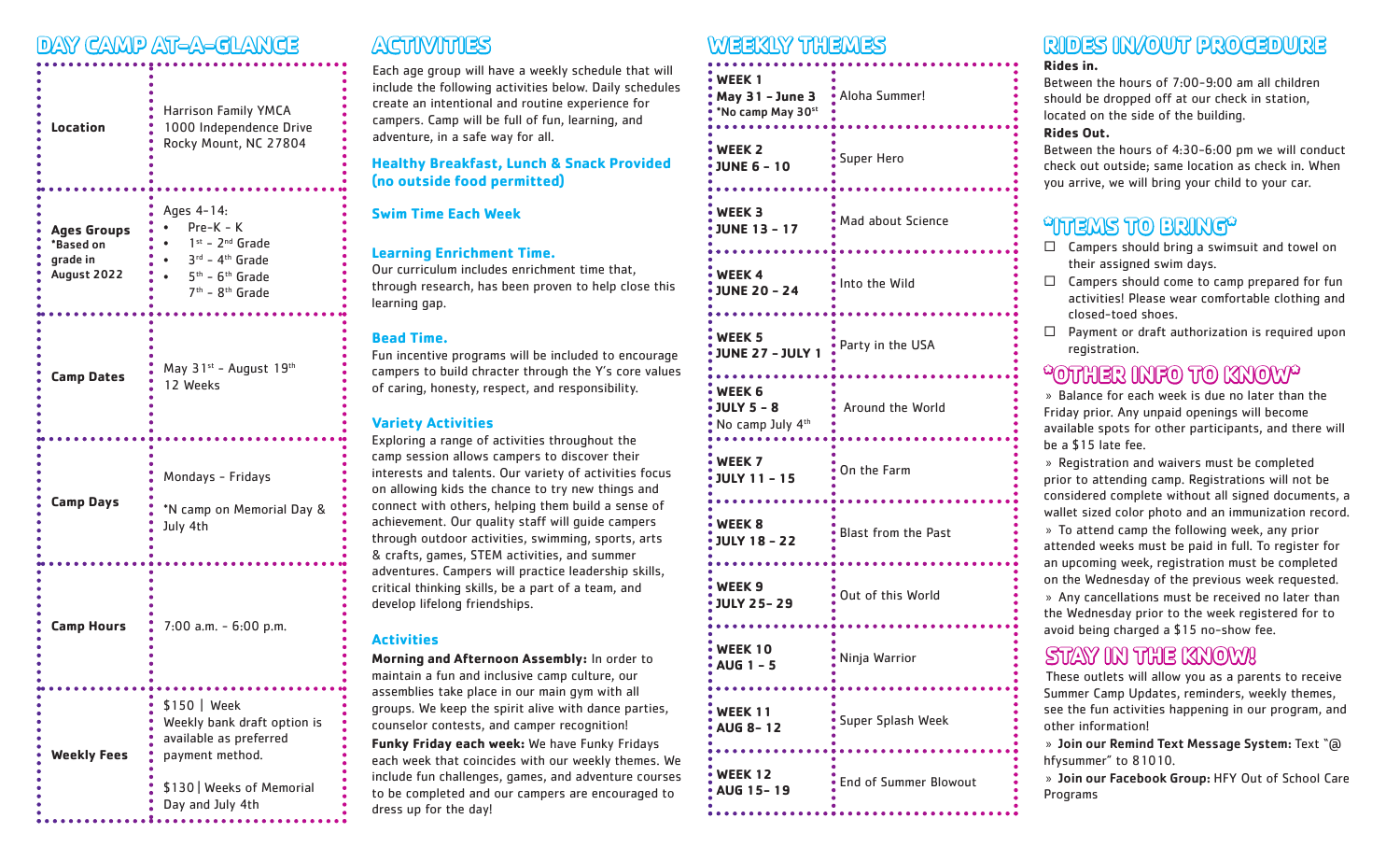## DAY CAMP AT-A-GLANCE

| | |
|---|---|
| **Location** | Harrison Family YMCA<br>1000 Independence Drive<br>Rocky Mount, NC 27804 |
| **Ages Groups**<br>*Based on grade in August 2022 | Ages 4-14:<br>• Pre-K - K<br>• 1st - 2nd Grade<br>• 3rd - 4th Grade<br>• 5th - 6th Grade<br>7th - 8th Grade |
| **Camp Dates** | May 31st - August 19th<br>12 Weeks |
| **Camp Days** | Mondays - Fridays<br><br>*N camp on Memorial Day & July 4th |
| **Camp Hours** | 7:00 a.m. - 6:00 p.m. |
| **Weekly Fees** | $150 \| Week<br>Weekly bank draft option is available as preferred payment method.<br><br>$130 \| Weeks of Memorial Day and July 4th |

## ACTIVITIES

Each age group will have a weekly schedule that will include the following activities below. Daily schedules create an intentional and routine experience for campers. Camp will be full of fun, learning, and adventure, in a safe way for all.

### Healthy Breakfast, Lunch & Snack Provided (no outside food permitted)

### Swim Time Each Week

### Learning Enrichment Time.

Our curriculum includes enrichment time that, through research, has been proven to help close this learning gap.

### Bead Time.

Fun incentive programs will be included to encourage campers to build chracter through the Y's core values of caring, honesty, respect, and responsibility.

### Variety Activities

Exploring a range of activities throughout the camp session allows campers to discover their interests and talents. Our variety of activities focus on allowing kids the chance to try new things and connect with others, helping them build a sense of achievement. Our quality staff will guide campers through outdoor activities, swimming, sports, arts & crafts, games, STEM activities, and summer adventures. Campers will practice leadership skills, critical thinking skills, be a part of a team, and develop lifelong friendships.

### Activities

**Morning and Afternoon Assembly:** In order to maintain a fun and inclusive camp culture, our assemblies take place in our main gym with all groups. We keep the spirit alive with dance parties, counselor contests, and camper recognition!

**Funky Friday each week:** We have Funky Fridays each week that coincides with our weekly themes. We include fun challenges, games, and adventure courses to be completed and our campers are encouraged to dress up for the day!

## WEEKLY THEMES

| | |
|---|---|
| **WEEK 1**<br>**May 31 - June 3**<br>***No camp May 30st** | Aloha Summer! |
| **WEEK 2**<br>**JUNE 6 - 10** | Super Hero |
| **WEEK 3**<br>**JUNE 13 - 17** | Mad about Science |
| **WEEK 4**<br>**JUNE 20 - 24** | Into the Wild |
| **WEEK 5**<br>**JUNE 27 - JULY 1** | Party in the USA |
| **WEEK 6**<br>**JULY 5 - 8**<br>No camp July 4th | Around the World |
| **WEEK 7**<br>**JULY 11 - 15** | On the Farm |
| **WEEK 8**<br>**JULY 18 - 22** | Blast from the Past |
| **WEEK 9**<br>**JULY 25- 29** | Out of this World |
| **WEEK 10**<br>**AUG 1 - 5** | Ninja Warrior |
| **WEEK 11**<br>**AUG 8- 12** | Super Splash Week |
| **WEEK 12**<br>**AUG 15- 19** | End of Summer Blowout |

## RIDES IN/OUT PROCEDURE

**Rides in.**
Between the hours of 7:00-9:00 am all children should be dropped off at our check in station, located on the side of the building.

**Rides Out.**
Between the hours of 4:30-6:00 pm we will conduct check out outside; same location as check in. When you arrive, we will bring your child to your car.

## *ITEMS TO BRING*

- ☐ Campers should bring a swimsuit and towel on their assigned swim days.
- ☐ Campers should come to camp prepared for fun activities! Please wear comfortable clothing and closed-toed shoes.
- ☐ Payment or draft authorization is required upon registration.

## *OTHER INFO TO KNOW*

» Balance for each week is due no later than the Friday prior. Any unpaid openings will become available spots for other participants, and there will be a $15 late fee.

» Registration and waivers must be completed prior to attending camp. Registrations will not be considered complete without all signed documents, a wallet sized color photo and an immunization record.

» To attend camp the following week, any prior attended weeks must be paid in full. To register for an upcoming week, registration must be completed on the Wednesday of the previous week requested.

» Any cancellations must be received no later than the Wednesday prior to the week registered for to avoid being charged a $15 no-show fee.

## STAY IN THE KNOW!

These outlets will allow you as a parents to receive Summer Camp Updates, reminders, weekly themes, see the fun activities happening in our program, and other information!

» **Join our Remind Text Message System:** Text "@ hfysummer" to 81010.

» **Join our Facebook Group:** HFY Out of School Care Programs